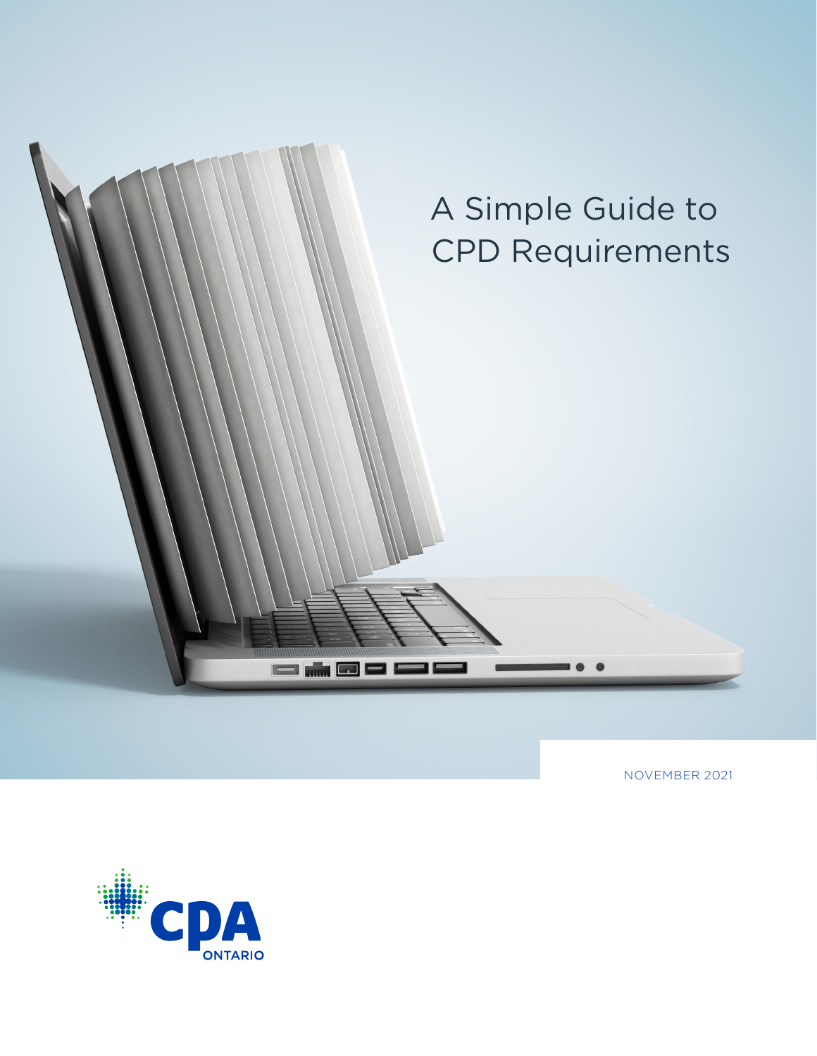# A Simple Guide to CPD Requirements

NOVEMBER 2021

CPA ONTARIO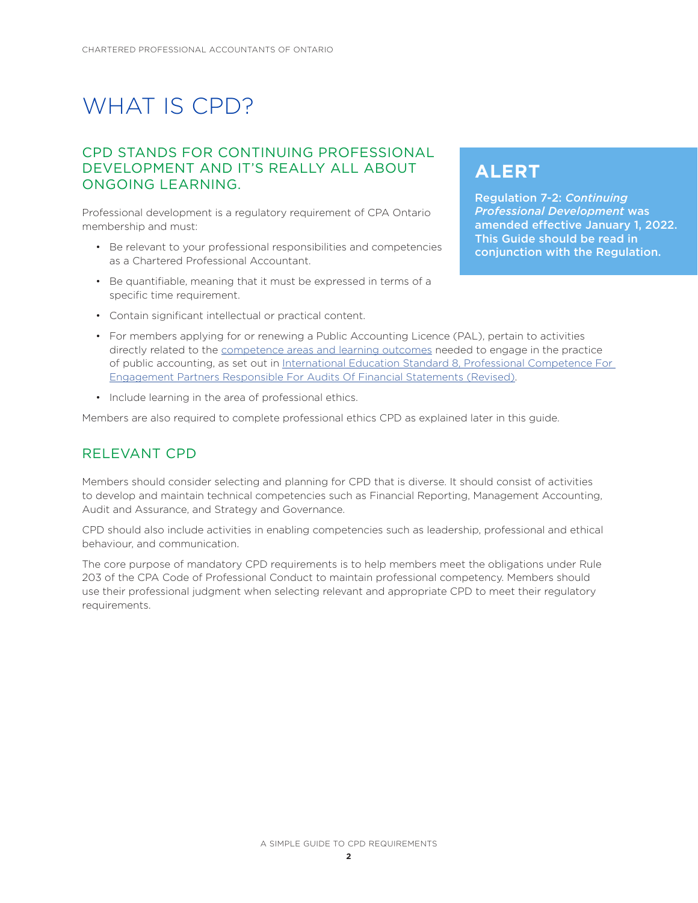# WHAT IS CPD?

## CPD STANDS FOR CONTINUING PROFESSIONAL DEVELOPMENT AND IT'S REALLY ALL ABOUT ONGOING LEARNING.

Professional development is a regulatory requirement of CPA Ontario membership and must:

- Be relevant to your professional responsibilities and competencies as a Chartered Professional Accountant.
- Be quantifiable, meaning that it must be expressed in terms of a specific time requirement.
- Contain significant intellectual or practical content.
- For members applying for or renewing a Public Accounting Licence (PAL), pertain to activities directly related to the competence areas and learning outcomes needed to engage in the practice of public accounting, as set out in International Education Standard 8, Professional Competence For Engagement Partners Responsible For Audits Of Financial Statements (Revised).
- Include learning in the area of professional ethics.

Members are also required to complete professional ethics CPD as explained later in this guide.

> **ALERT**
>
> **Regulation 7-2: *Continuing Professional Development* was amended effective January 1, 2022. This Guide should be read in conjunction with the Regulation.**

## RELEVANT CPD

Members should consider selecting and planning for CPD that is diverse. It should consist of activities to develop and maintain technical competencies such as Financial Reporting, Management Accounting, Audit and Assurance, and Strategy and Governance.

CPD should also include activities in enabling competencies such as leadership, professional and ethical behaviour, and communication.

The core purpose of mandatory CPD requirements is to help members meet the obligations under Rule 203 of the CPA Code of Professional Conduct to maintain professional competency. Members should use their professional judgment when selecting relevant and appropriate CPD to meet their regulatory requirements.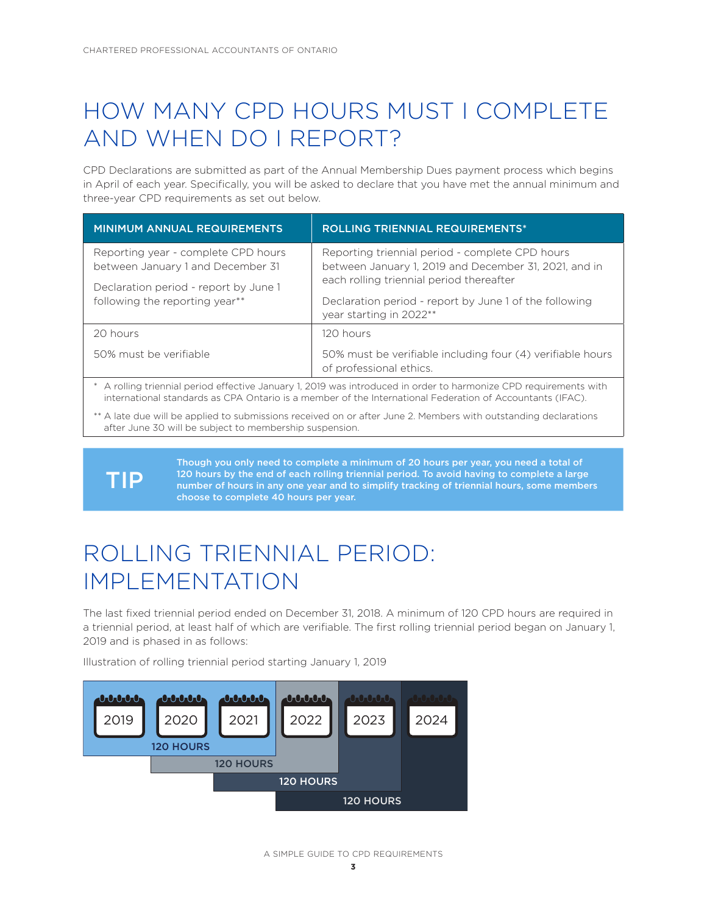# HOW MANY CPD HOURS MUST I COMPLETE AND WHEN DO I REPORT?

CPD Declarations are submitted as part of the Annual Membership Dues payment process which begins in April of each year. Specifically, you will be asked to declare that you have met the annual minimum and three-year CPD requirements as set out below.

| MINIMUM ANNUAL REQUIREMENTS | ROLLING TRIENNIAL REQUIREMENTS* |
|---|---|
| Reporting year - complete CPD hours between January 1 and December 31<br><br>Declaration period - report by June 1 following the reporting year** | Reporting triennial period - complete CPD hours between January 1, 2019 and December 31, 2021, and in each rolling triennial period thereafter<br><br>Declaration period - report by June 1 of the following year starting in 2022** |
| 20 hours<br><br>50% must be verifiable | 120 hours<br><br>50% must be verifiable including four (4) verifiable hours of professional ethics. |

\* A rolling triennial period effective January 1, 2019 was introduced in order to harmonize CPD requirements with international standards as CPA Ontario is a member of the International Federation of Accountants (IFAC).

** A late due will be applied to submissions received on or after June 2. Members with outstanding declarations after June 30 will be subject to membership suspension.

> **TIP**
>
> **Though you only need to complete a minimum of 20 hours per year, you need a total of 120 hours by the end of each rolling triennial period. To avoid having to complete a large number of hours in any one year and to simplify tracking of triennial hours, some members choose to complete 40 hours per year.**

# ROLLING TRIENNIAL PERIOD: IMPLEMENTATION

The last fixed triennial period ended on December 31, 2018. A minimum of 120 CPD hours are required in a triennial period, at least half of which are verifiable. The first rolling triennial period began on January 1, 2019 and is phased in as follows:

Illustration of rolling triennial period starting January 1, 2019

| 2019 | 2020 | 2021 | 2022 | 2023 | 2024 |
|---|---|---|---|---|---|
| 120 HOURS (2019–2021) | | | | | |
| | 120 HOURS (2020–2022) | | | | |
| | | 120 HOURS (2021–2023) | | | |
| | | | 120 HOURS (2022–2024) | | |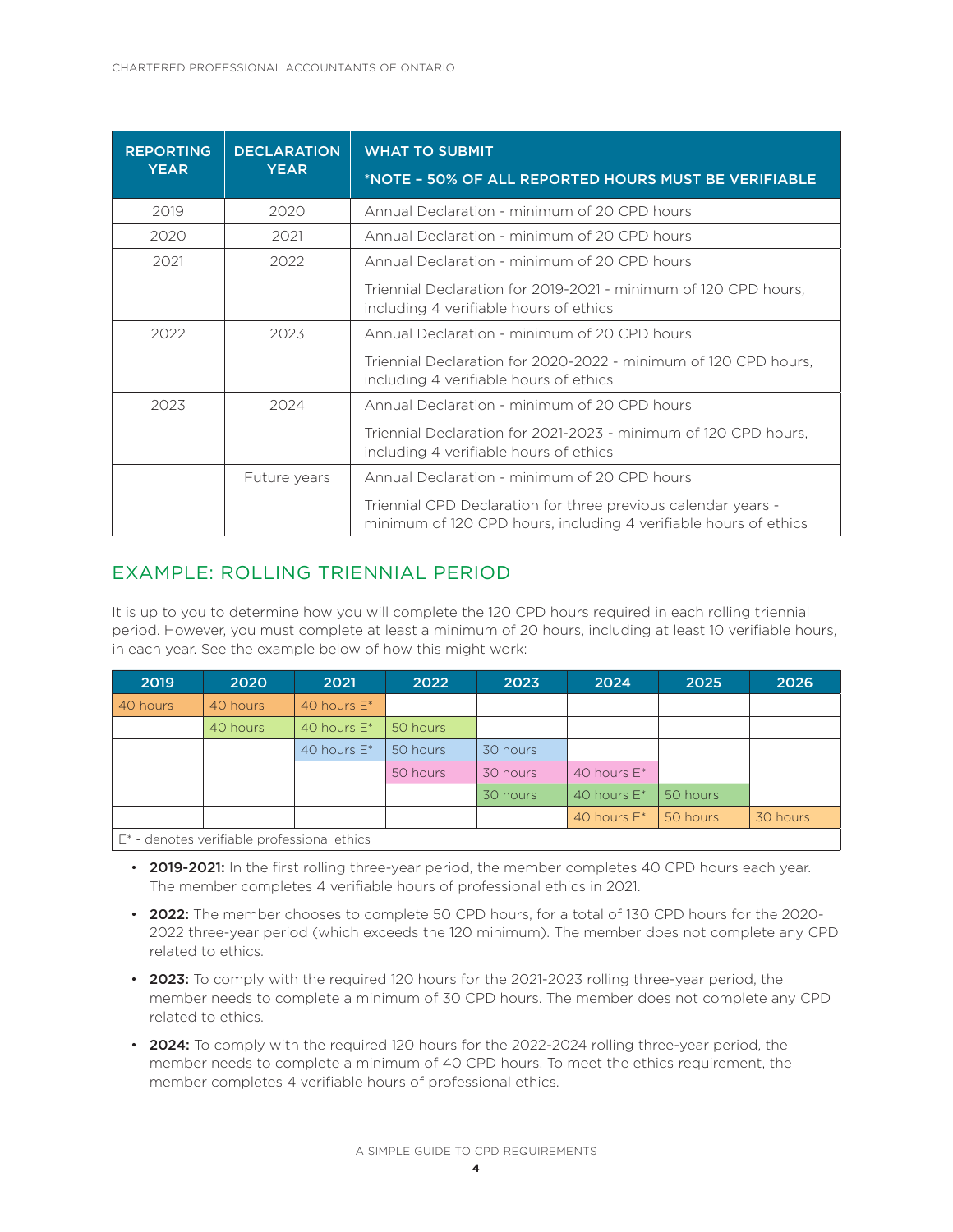| REPORTING YEAR | DECLARATION YEAR | WHAT TO SUBMIT *NOTE – 50% OF ALL REPORTED HOURS MUST BE VERIFIABLE |
|---|---|---|
| 2019 | 2020 | Annual Declaration - minimum of 20 CPD hours |
| 2020 | 2021 | Annual Declaration - minimum of 20 CPD hours |
| 2021 | 2022 | Annual Declaration - minimum of 20 CPD hours<br><br>Triennial Declaration for 2019-2021 - minimum of 120 CPD hours, including 4 verifiable hours of ethics |
| 2022 | 2023 | Annual Declaration - minimum of 20 CPD hours<br><br>Triennial Declaration for 2020-2022 - minimum of 120 CPD hours, including 4 verifiable hours of ethics |
| 2023 | 2024 | Annual Declaration - minimum of 20 CPD hours<br><br>Triennial Declaration for 2021-2023 - minimum of 120 CPD hours, including 4 verifiable hours of ethics |
| | Future years | Annual Declaration - minimum of 20 CPD hours<br><br>Triennial CPD Declaration for three previous calendar years - minimum of 120 CPD hours, including 4 verifiable hours of ethics |

## EXAMPLE: ROLLING TRIENNIAL PERIOD

It is up to you to determine how you will complete the 120 CPD hours required in each rolling triennial period. However, you must complete at least a minimum of 20 hours, including at least 10 verifiable hours, in each year. See the example below of how this might work:

| 2019 | 2020 | 2021 | 2022 | 2023 | 2024 | 2025 | 2026 |
|---|---|---|---|---|---|---|---|
| 40 hours | 40 hours | 40 hours E* | | | | | |
| | 40 hours | 40 hours E* | 50 hours | | | | |
| | | 40 hours E* | 50 hours | 30 hours | | | |
| | | | 50 hours | 30 hours | 40 hours E* | | |
| | | | | 30 hours | 40 hours E* | 50 hours | |
| | | | | | 40 hours E* | 50 hours | 30 hours |

E* - denotes verifiable professional ethics

- **2019-2021:** In the first rolling three-year period, the member completes 40 CPD hours each year. The member completes 4 verifiable hours of professional ethics in 2021.
- **2022:** The member chooses to complete 50 CPD hours, for a total of 130 CPD hours for the 2020-2022 three-year period (which exceeds the 120 minimum). The member does not complete any CPD related to ethics.
- **2023:** To comply with the required 120 hours for the 2021-2023 rolling three-year period, the member needs to complete a minimum of 30 CPD hours. The member does not complete any CPD related to ethics.
- **2024:** To comply with the required 120 hours for the 2022-2024 rolling three-year period, the member needs to complete a minimum of 40 CPD hours. To meet the ethics requirement, the member completes 4 verifiable hours of professional ethics.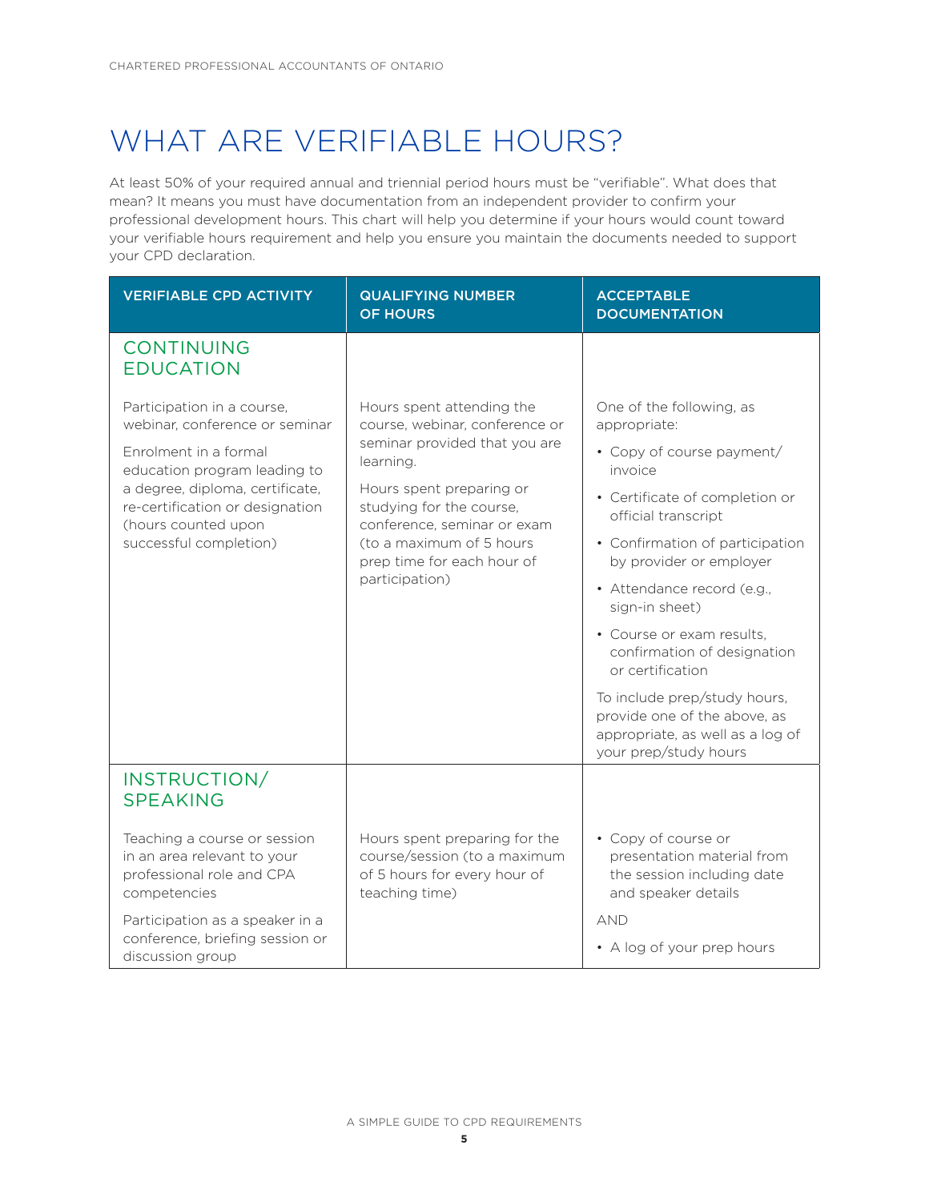# WHAT ARE VERIFIABLE HOURS?

At least 50% of your required annual and triennial period hours must be "verifiable". What does that mean? It means you must have documentation from an independent provider to confirm your professional development hours. This chart will help you determine if your hours would count toward your verifiable hours requirement and help you ensure you maintain the documents needed to support your CPD declaration.

| VERIFIABLE CPD ACTIVITY | QUALIFYING NUMBER OF HOURS | ACCEPTABLE DOCUMENTATION |
|---|---|---|
| **CONTINUING EDUCATION** | | |
| Participation in a course, webinar, conference or seminar<br><br>Enrolment in a formal education program leading to a degree, diploma, certificate, re-certification or designation (hours counted upon successful completion) | Hours spent attending the course, webinar, conference or seminar provided that you are learning.<br><br>Hours spent preparing or studying for the course, conference, seminar or exam (to a maximum of 5 hours prep time for each hour of participation) | One of the following, as appropriate:<br>• Copy of course payment/ invoice<br>• Certificate of completion or official transcript<br>• Confirmation of participation by provider or employer<br>• Attendance record (e.g., sign-in sheet)<br>• Course or exam results, confirmation of designation or certification<br><br>To include prep/study hours, provide one of the above, as appropriate, as well as a log of your prep/study hours |
| **INSTRUCTION/ SPEAKING** | | |
| Teaching a course or session in an area relevant to your professional role and CPA competencies<br><br>Participation as a speaker in a conference, briefing session or discussion group | Hours spent preparing for the course/session (to a maximum of 5 hours for every hour of teaching time) | • Copy of course or presentation material from the session including date and speaker details<br><br>AND<br><br>• A log of your prep hours |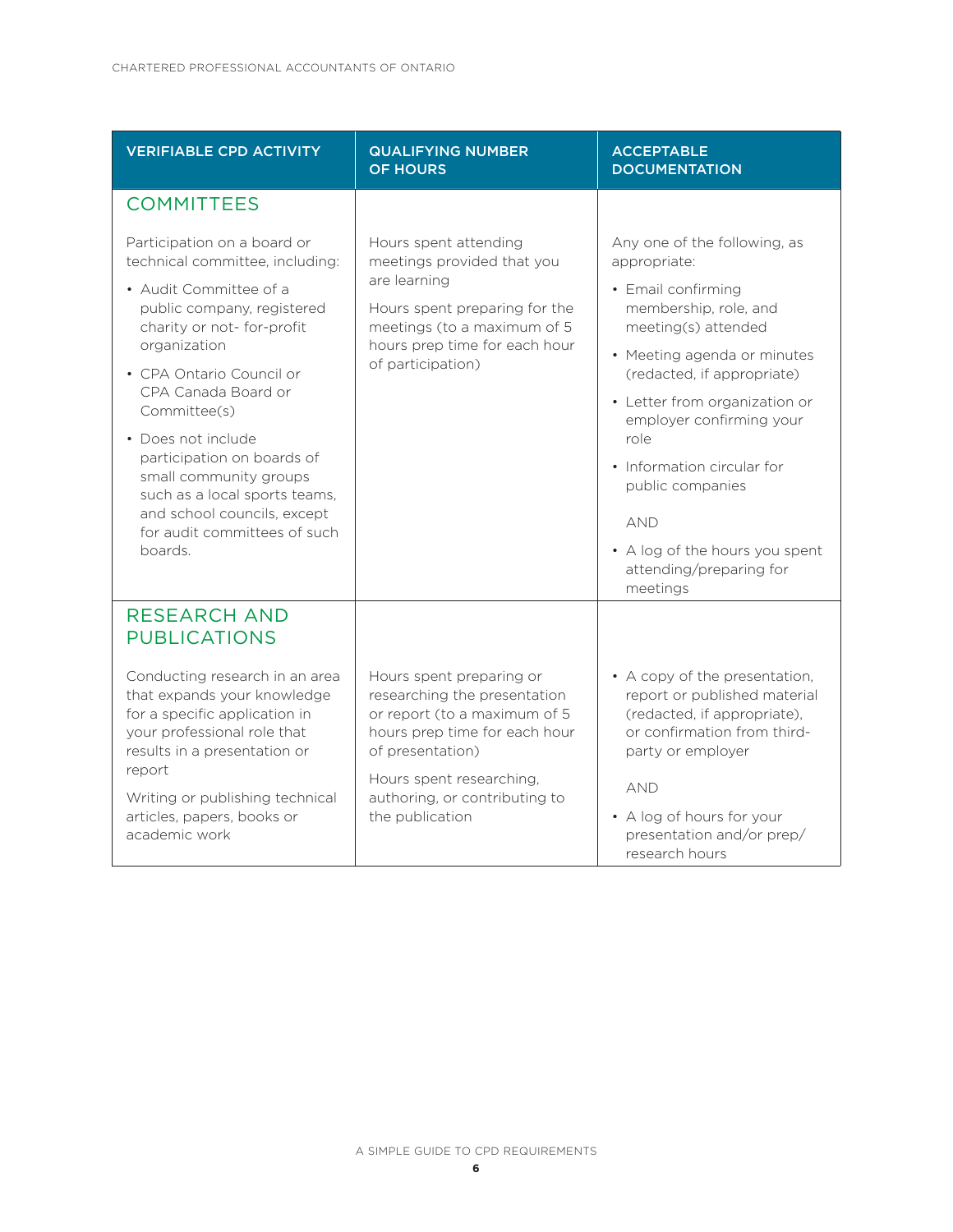| VERIFIABLE CPD ACTIVITY | QUALIFYING NUMBER OF HOURS | ACCEPTABLE DOCUMENTATION |
| --- | --- | --- |
| **COMMITTEES** | | |
| Participation on a board or technical committee, including:<br>• Audit Committee of a public company, registered charity or not- for-profit organization<br>• CPA Ontario Council or CPA Canada Board or Committee(s)<br>• Does not include participation on boards of small community groups such as a local sports teams, and school councils, except for audit committees of such boards. | Hours spent attending meetings provided that you are learning<br>Hours spent preparing for the meetings (to a maximum of 5 hours prep time for each hour of participation) | Any one of the following, as appropriate:<br>• Email confirming membership, role, and meeting(s) attended<br>• Meeting agenda or minutes (redacted, if appropriate)<br>• Letter from organization or employer confirming your role<br>• Information circular for public companies<br>AND<br>• A log of the hours you spent attending/preparing for meetings |
| **RESEARCH AND PUBLICATIONS** | | |
| Conducting research in an area that expands your knowledge for a specific application in your professional role that results in a presentation or report<br>Writing or publishing technical articles, papers, books or academic work | Hours spent preparing or researching the presentation or report (to a maximum of 5 hours prep time for each hour of presentation)<br>Hours spent researching, authoring, or contributing to the publication | • A copy of the presentation, report or published material (redacted, if appropriate), or confirmation from third-party or employer<br>AND<br>• A log of hours for your presentation and/or prep/research hours |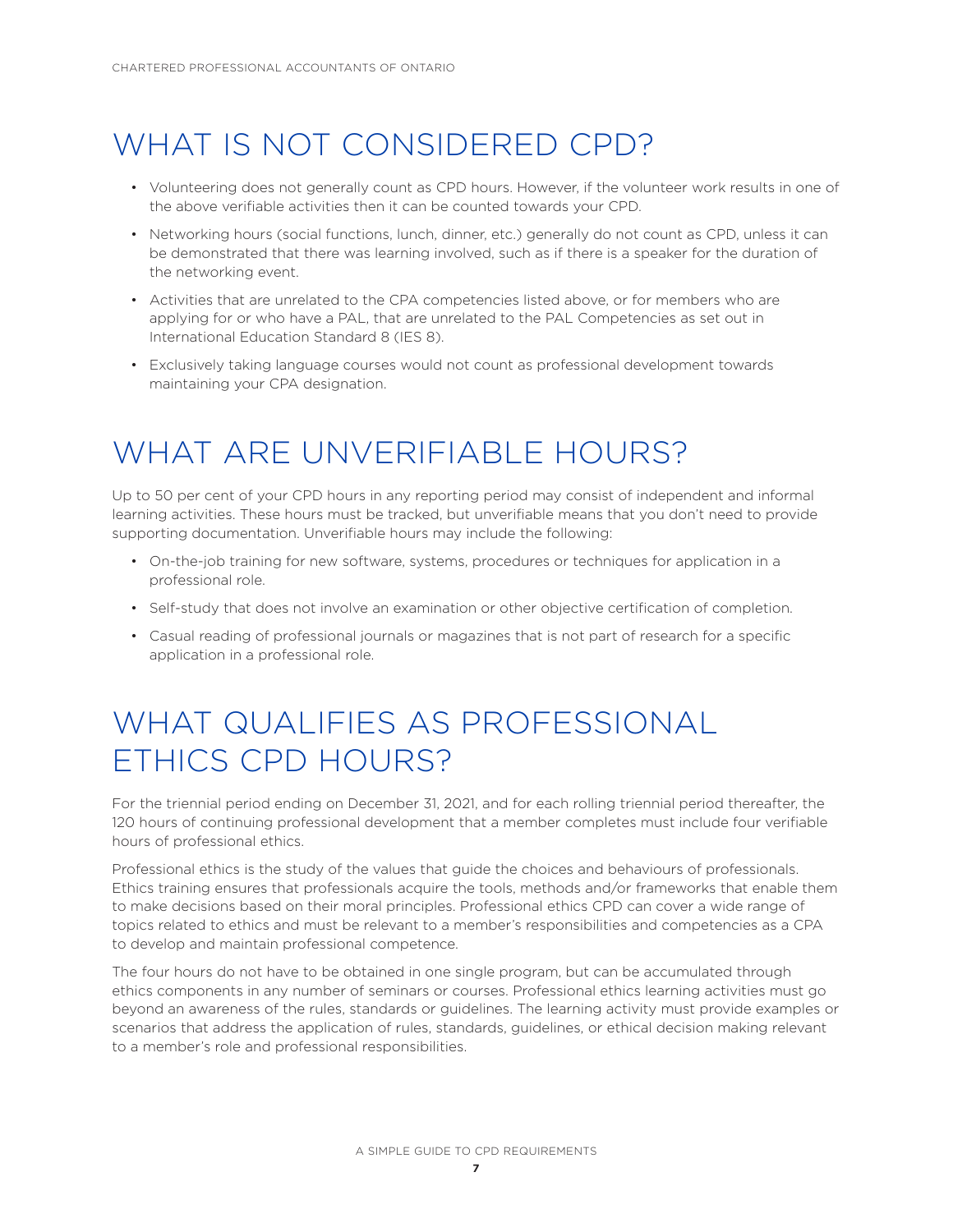# WHAT IS NOT CONSIDERED CPD?

- Volunteering does not generally count as CPD hours. However, if the volunteer work results in one of the above verifiable activities then it can be counted towards your CPD.
- Networking hours (social functions, lunch, dinner, etc.) generally do not count as CPD, unless it can be demonstrated that there was learning involved, such as if there is a speaker for the duration of the networking event.
- Activities that are unrelated to the CPA competencies listed above, or for members who are applying for or who have a PAL, that are unrelated to the PAL Competencies as set out in International Education Standard 8 (IES 8).
- Exclusively taking language courses would not count as professional development towards maintaining your CPA designation.

# WHAT ARE UNVERIFIABLE HOURS?

Up to 50 per cent of your CPD hours in any reporting period may consist of independent and informal learning activities. These hours must be tracked, but unverifiable means that you don't need to provide supporting documentation. Unverifiable hours may include the following:

- On-the-job training for new software, systems, procedures or techniques for application in a professional role.
- Self-study that does not involve an examination or other objective certification of completion.
- Casual reading of professional journals or magazines that is not part of research for a specific application in a professional role.

# WHAT QUALIFIES AS PROFESSIONAL ETHICS CPD HOURS?

For the triennial period ending on December 31, 2021, and for each rolling triennial period thereafter, the 120 hours of continuing professional development that a member completes must include four verifiable hours of professional ethics.

Professional ethics is the study of the values that guide the choices and behaviours of professionals. Ethics training ensures that professionals acquire the tools, methods and/or frameworks that enable them to make decisions based on their moral principles. Professional ethics CPD can cover a wide range of topics related to ethics and must be relevant to a member's responsibilities and competencies as a CPA to develop and maintain professional competence.

The four hours do not have to be obtained in one single program, but can be accumulated through ethics components in any number of seminars or courses. Professional ethics learning activities must go beyond an awareness of the rules, standards or guidelines. The learning activity must provide examples or scenarios that address the application of rules, standards, guidelines, or ethical decision making relevant to a member's role and professional responsibilities.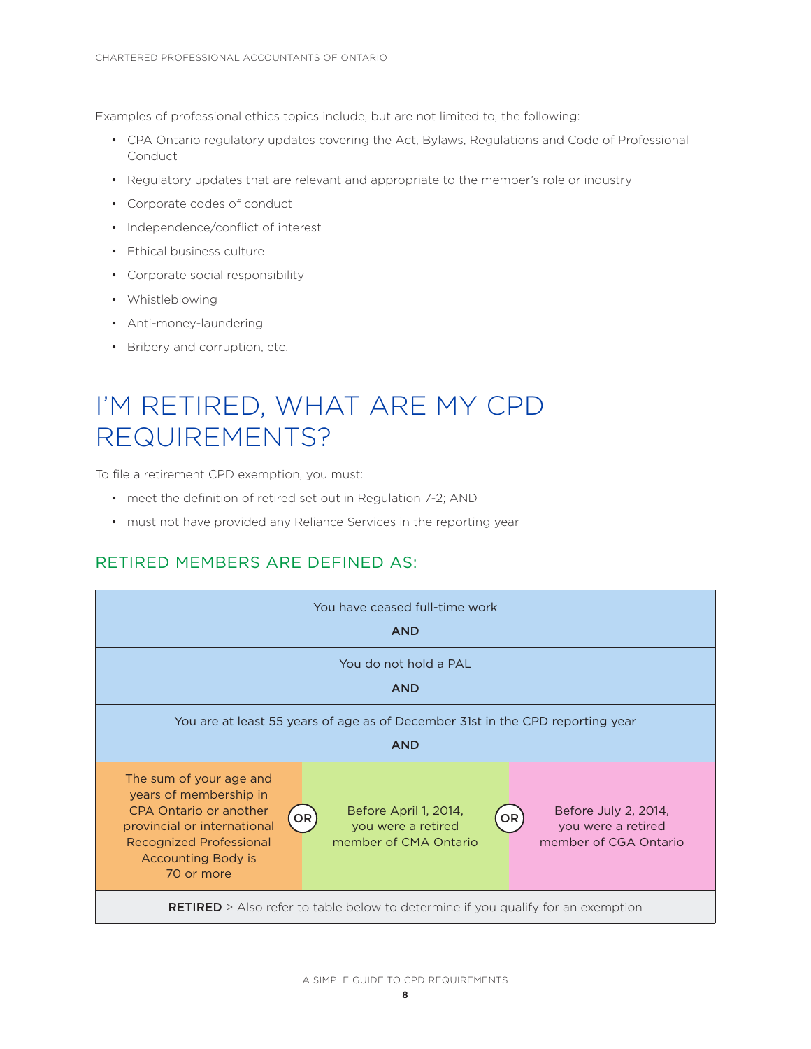Examples of professional ethics topics include, but are not limited to, the following:

- CPA Ontario regulatory updates covering the Act, Bylaws, Regulations and Code of Professional Conduct
- Regulatory updates that are relevant and appropriate to the member's role or industry
- Corporate codes of conduct
- Independence/conflict of interest
- Ethical business culture
- Corporate social responsibility
- Whistleblowing
- Anti-money-laundering
- Bribery and corruption, etc.

# I'M RETIRED, WHAT ARE MY CPD REQUIREMENTS?

To file a retirement CPD exemption, you must:

- meet the definition of retired set out in Regulation 7-2; AND
- must not have provided any Reliance Services in the reporting year

## RETIRED MEMBERS ARE DEFINED AS:

| You have ceased full-time work **AND** | | |
|---|---|---|
| You do not hold a PAL **AND** | | |
| You are at least 55 years of age as of December 31st in the CPD reporting year **AND** | | |
| The sum of your age and years of membership in CPA Ontario or another provincial or international Recognized Professional Accounting Body is 70 or more **OR** | Before April 1, 2014, you were a retired member of CMA Ontario **OR** | Before July 2, 2014, you were a retired member of CGA Ontario |
| **RETIRED** > Also refer to table below to determine if you qualify for an exemption | | |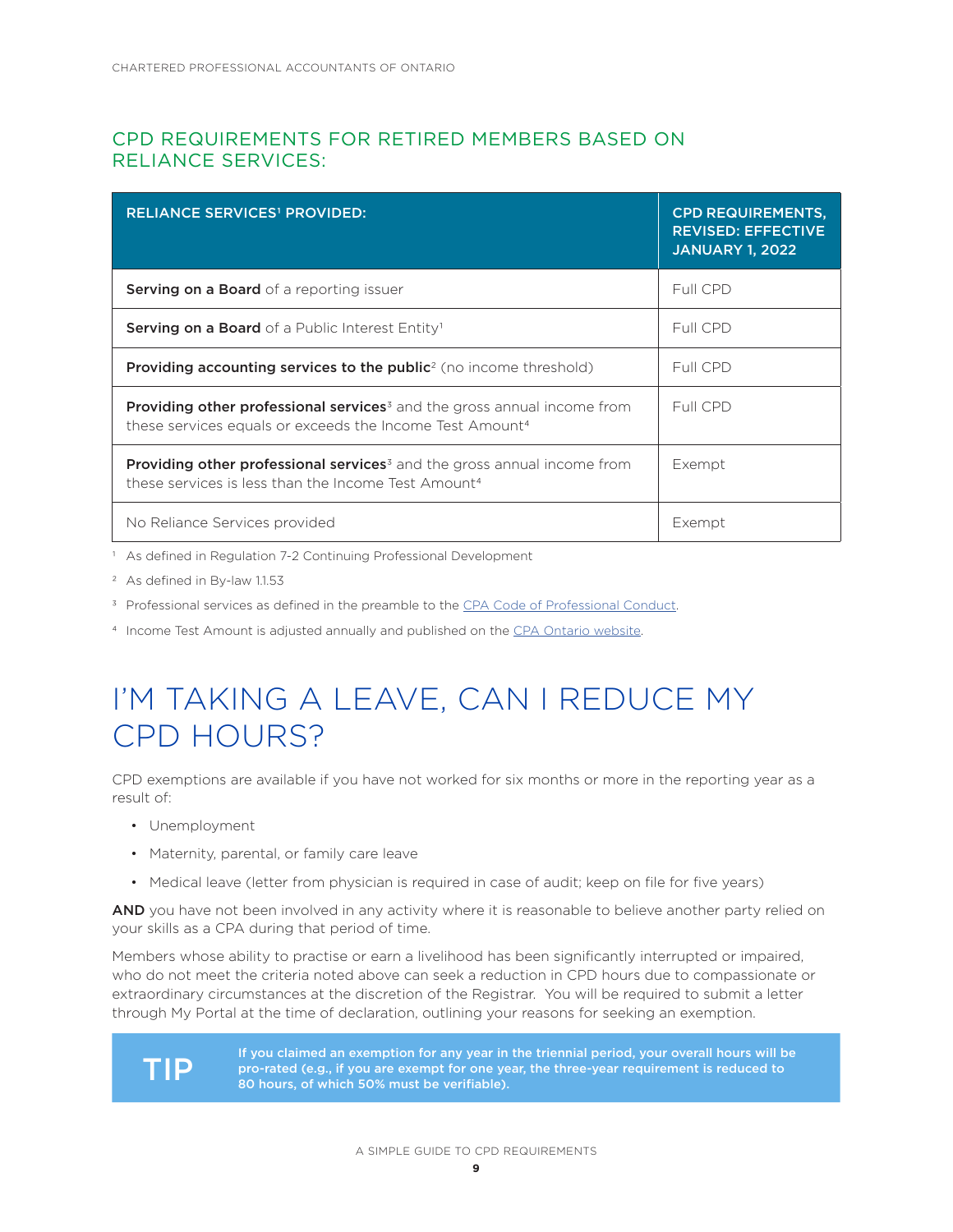## CPD REQUIREMENTS FOR RETIRED MEMBERS BASED ON RELIANCE SERVICES:

| RELIANCE SERVICES[1] PROVIDED: | CPD REQUIREMENTS, REVISED: EFFECTIVE JANUARY 1, 2022 |
|---|---|
| **Serving on a Board** of a reporting issuer | Full CPD |
| **Serving on a Board** of a Public Interest Entity[1] | Full CPD |
| **Providing accounting services to the public**[2] (no income threshold) | Full CPD |
| **Providing other professional services**[3] and the gross annual income from these services equals or exceeds the Income Test Amount[4] | Full CPD |
| **Providing other professional services**[3] and the gross annual income from these services is less than the Income Test Amount[4] | Exempt |
| No Reliance Services provided | Exempt |

[1] As defined in Regulation 7-2 Continuing Professional Development

[2] As defined in By-law 1.1.53

[3] Professional services as defined in the preamble to the CPA Code of Professional Conduct.

[4] Income Test Amount is adjusted annually and published on the CPA Ontario website.

# I'M TAKING A LEAVE, CAN I REDUCE MY CPD HOURS?

CPD exemptions are available if you have not worked for six months or more in the reporting year as a result of:

- Unemployment
- Maternity, parental, or family care leave
- Medical leave (letter from physician is required in case of audit; keep on file for five years)

**AND** you have not been involved in any activity where it is reasonable to believe another party relied on your skills as a CPA during that period of time.

Members whose ability to practise or earn a livelihood has been significantly interrupted or impaired, who do not meet the criteria noted above can seek a reduction in CPD hours due to compassionate or extraordinary circumstances at the discretion of the Registrar. You will be required to submit a letter through My Portal at the time of declaration, outlining your reasons for seeking an exemption.

**TIP**

**If you claimed an exemption for any year in the triennial period, your overall hours will be pro-rated (e.g., if you are exempt for one year, the three-year requirement is reduced to 80 hours, of which 50% must be verifiable).**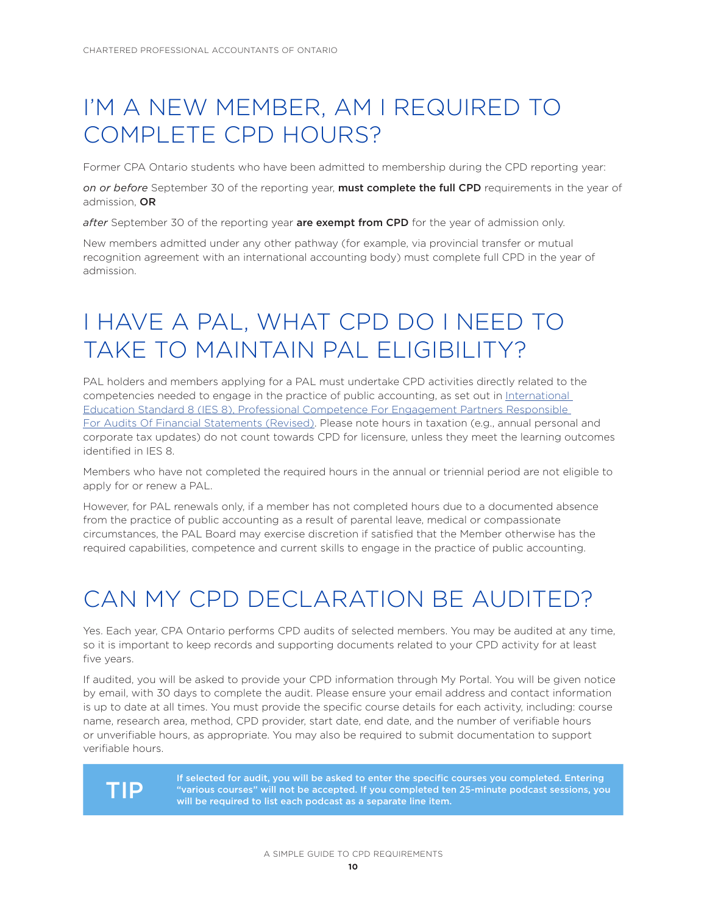# I'M A NEW MEMBER, AM I REQUIRED TO COMPLETE CPD HOURS?

Former CPA Ontario students who have been admitted to membership during the CPD reporting year:

*on or before* September 30 of the reporting year, **must complete the full CPD** requirements in the year of admission, **OR**

*after* September 30 of the reporting year **are exempt from CPD** for the year of admission only.

New members admitted under any other pathway (for example, via provincial transfer or mutual recognition agreement with an international accounting body) must complete full CPD in the year of admission.

# I HAVE A PAL, WHAT CPD DO I NEED TO TAKE TO MAINTAIN PAL ELIGIBILITY?

PAL holders and members applying for a PAL must undertake CPD activities directly related to the competencies needed to engage in the practice of public accounting, as set out in International Education Standard 8 (IES 8), Professional Competence For Engagement Partners Responsible For Audits Of Financial Statements (Revised). Please note hours in taxation (e.g., annual personal and corporate tax updates) do not count towards CPD for licensure, unless they meet the learning outcomes identified in IES 8.

Members who have not completed the required hours in the annual or triennial period are not eligible to apply for or renew a PAL.

However, for PAL renewals only, if a member has not completed hours due to a documented absence from the practice of public accounting as a result of parental leave, medical or compassionate circumstances, the PAL Board may exercise discretion if satisfied that the Member otherwise has the required capabilities, competence and current skills to engage in the practice of public accounting.

# CAN MY CPD DECLARATION BE AUDITED?

Yes. Each year, CPA Ontario performs CPD audits of selected members. You may be audited at any time, so it is important to keep records and supporting documents related to your CPD activity for at least five years.

If audited, you will be asked to provide your CPD information through My Portal. You will be given notice by email, with 30 days to complete the audit. Please ensure your email address and contact information is up to date at all times. You must provide the specific course details for each activity, including: course name, research area, method, CPD provider, start date, end date, and the number of verifiable hours or unverifiable hours, as appropriate. You may also be required to submit documentation to support verifiable hours.

**TIP**

**If selected for audit, you will be asked to enter the specific courses you completed. Entering "various courses" will not be accepted. If you completed ten 25-minute podcast sessions, you will be required to list each podcast as a separate line item.**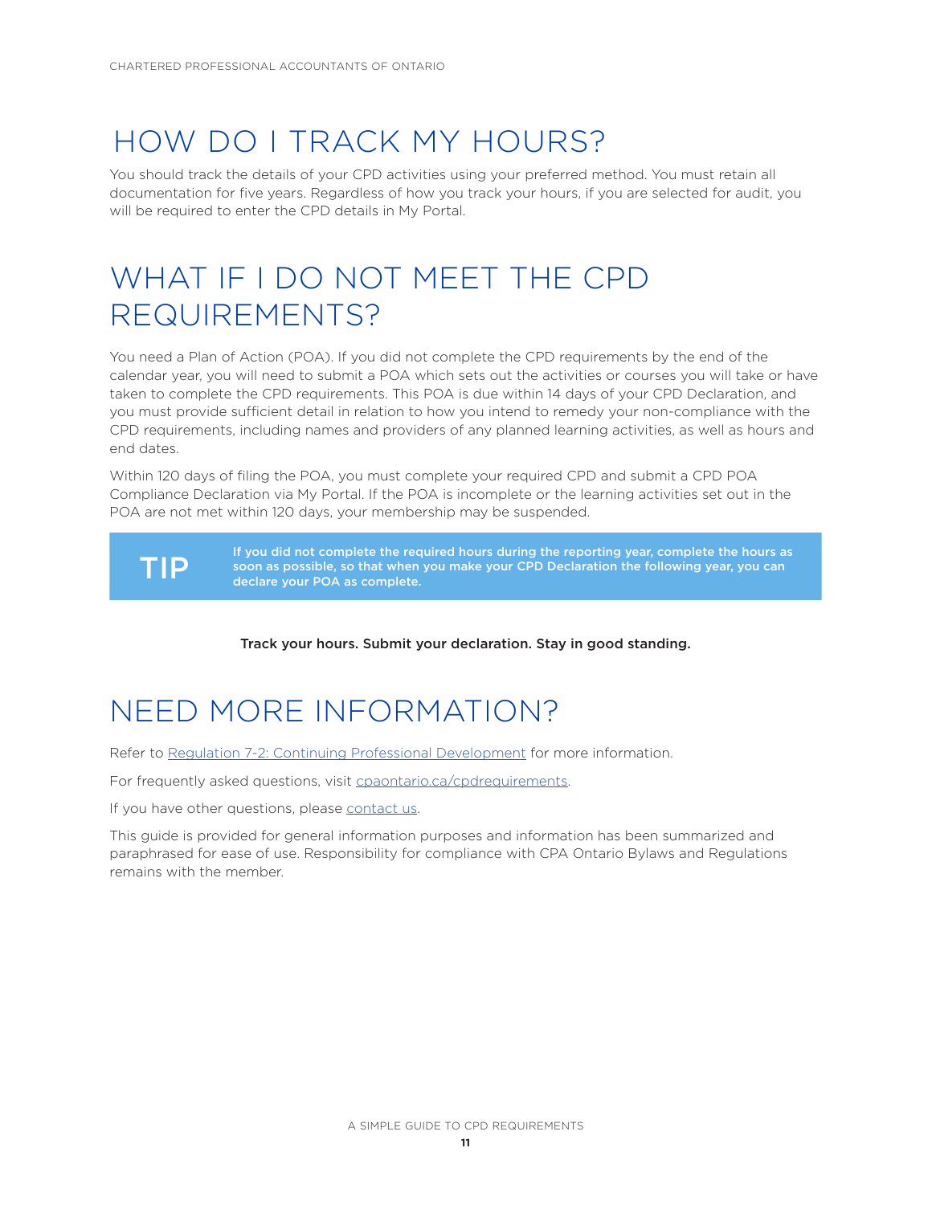# HOW DO I TRACK MY HOURS?

You should track the details of your CPD activities using your preferred method. You must retain all documentation for five years. Regardless of how you track your hours, if you are selected for audit, you will be required to enter the CPD details in My Portal.

# WHAT IF I DO NOT MEET THE CPD REQUIREMENTS?

You need a Plan of Action (POA). If you did not complete the CPD requirements by the end of the calendar year, you will need to submit a POA which sets out the activities or courses you will take or have taken to complete the CPD requirements. This POA is due within 14 days of your CPD Declaration, and you must provide sufficient detail in relation to how you intend to remedy your non-compliance with the CPD requirements, including names and providers of any planned learning activities, as well as hours and end dates.

Within 120 days of filing the POA, you must complete your required CPD and submit a CPD POA Compliance Declaration via My Portal. If the POA is incomplete or the learning activities set out in the POA are not met within 120 days, your membership may be suspended.

> **TIP**
>
> **If you did not complete the required hours during the reporting year, complete the hours as soon as possible, so that when you make your CPD Declaration the following year, you can declare your POA as complete.**

**Track your hours. Submit your declaration. Stay in good standing.**

# NEED MORE INFORMATION?

Refer to Regulation 7-2: Continuing Professional Development for more information.

For frequently asked questions, visit cpaontario.ca/cpdrequirements.

If you have other questions, please contact us.

This guide is provided for general information purposes and information has been summarized and paraphrased for ease of use. Responsibility for compliance with CPA Ontario Bylaws and Regulations remains with the member.